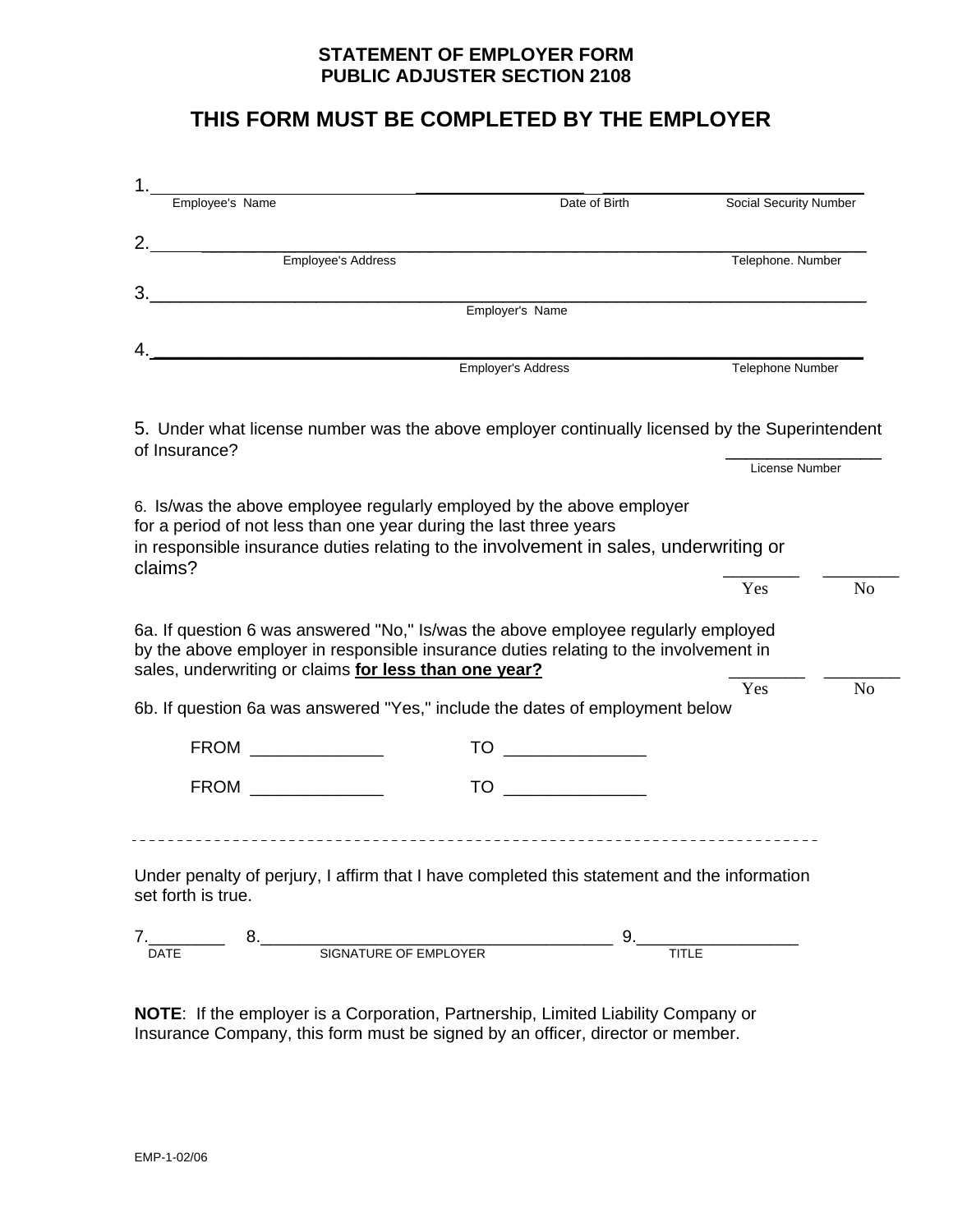**STATEMENT OF EMPLOYER FORM**
**PUBLIC ADJUSTER SECTION 2108**

# THIS FORM MUST BE COMPLETED BY THE EMPLOYER

1. ______________________________ ________________ __________________________
Employee's Name | Date of Birth | Social Security Number

2. ________________________________________________________________________
Employee's Address | Telephone. Number

3. ________________________________________________________________________
Employer's Name

4. ________________________________________________________________________
Employer's Address | Telephone Number

5. Under what license number was the above employer continually licensed by the Superintendent of Insurance? ________________
License Number

6. Is/was the above employee regularly employed by the above employer for a period of not less than one year during the last three years in responsible insurance duties relating to the involvement in sales, underwriting or claims? ________ Yes ________ No

6a. If question 6 was answered "No," Is/was the above employee regularly employed by the above employer in responsible insurance duties relating to the involvement in sales, underwriting or claims **<u>for less than one year?</u>** ________ Yes ________ No

6b. If question 6a was answered "Yes," include the dates of employment below

FROM _____________ TO ______________

FROM _____________ TO ______________

---

Under penalty of perjury, I affirm that I have completed this statement and the information set forth is true.

7. ________ 8. ____________________________________ 9. ________________
DATE | SIGNATURE OF EMPLOYER | TITLE

**NOTE**: If the employer is a Corporation, Partnership, Limited Liability Company or Insurance Company, this form must be signed by an officer, director or member.

EMP-1-02/06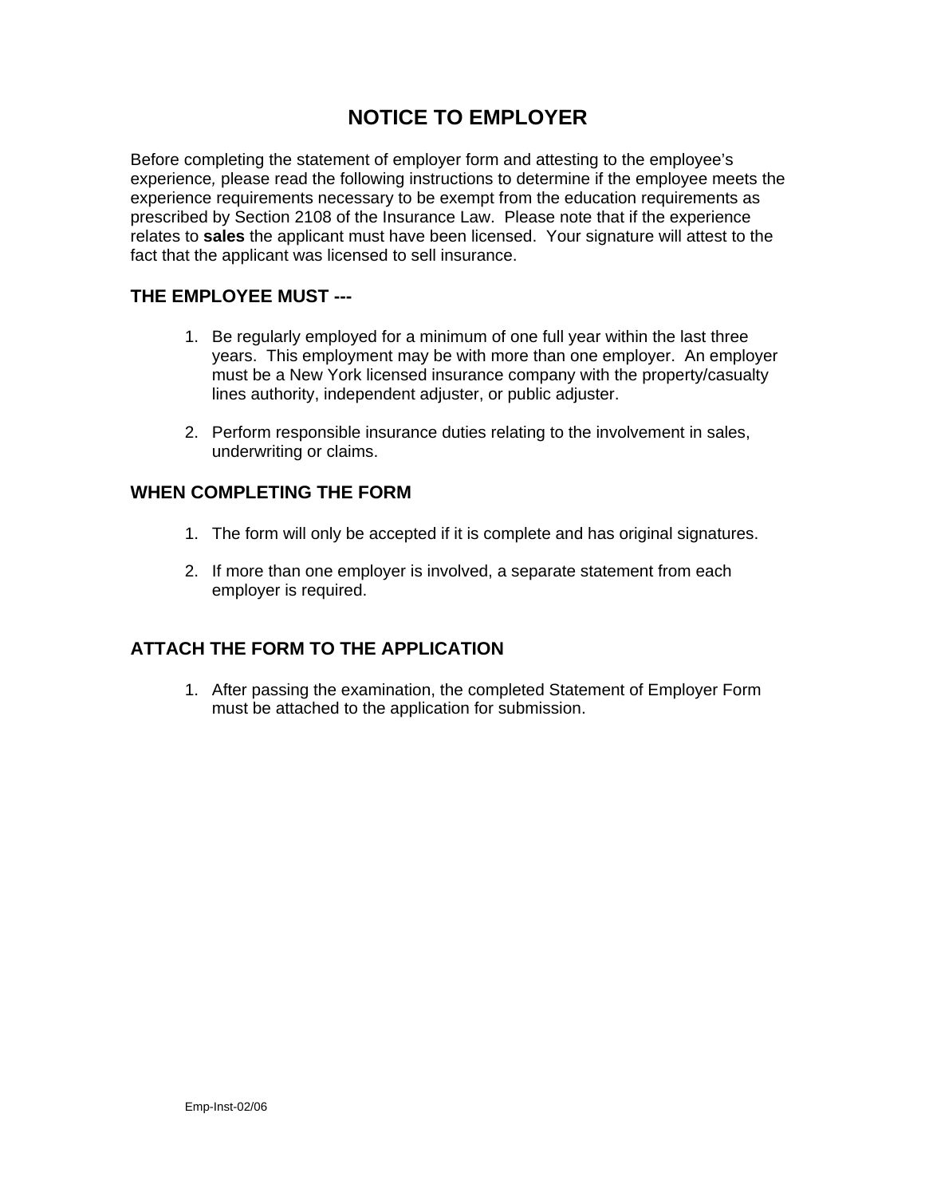# NOTICE TO EMPLOYER

Before completing the statement of employer form and attesting to the employee's experience, please read the following instructions to determine if the employee meets the experience requirements necessary to be exempt from the education requirements as prescribed by Section 2108 of the Insurance Law. Please note that if the experience relates to **sales** the applicant must have been licensed. Your signature will attest to the fact that the applicant was licensed to sell insurance.

## THE EMPLOYEE MUST ---

1. Be regularly employed for a minimum of one full year within the last three years. This employment may be with more than one employer. An employer must be a New York licensed insurance company with the property/casualty lines authority, independent adjuster, or public adjuster.

2. Perform responsible insurance duties relating to the involvement in sales, underwriting or claims.

## WHEN COMPLETING THE FORM

1. The form will only be accepted if it is complete and has original signatures.

2. If more than one employer is involved, a separate statement from each employer is required.

## ATTACH THE FORM TO THE APPLICATION

1. After passing the examination, the completed Statement of Employer Form must be attached to the application for submission.

Emp-Inst-02/06